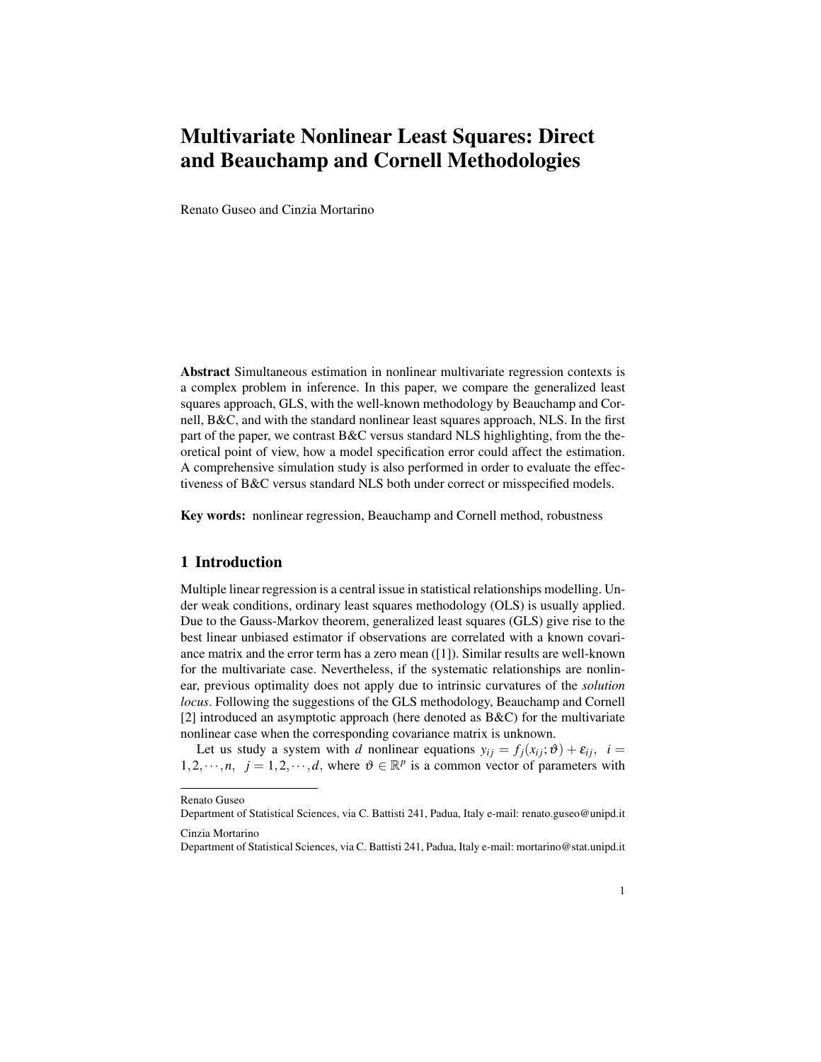# Multivariate Nonlinear Least Squares: Direct and Beauchamp and Cornell Methodologies

Renato Guseo and Cinzia Mortarino

**Abstract** Simultaneous estimation in nonlinear multivariate regression contexts is a complex problem in inference. In this paper, we compare the generalized least squares approach, GLS, with the well-known methodology by Beauchamp and Cornell, B&C, and with the standard nonlinear least squares approach, NLS. In the first part of the paper, we contrast B&C versus standard NLS highlighting, from the theoretical point of view, how a model specification error could affect the estimation. A comprehensive simulation study is also performed in order to evaluate the effectiveness of B&C versus standard NLS both under correct or misspecified models.

**Key words:** nonlinear regression, Beauchamp and Cornell method, robustness

## 1 Introduction

Multiple linear regression is a central issue in statistical relationships modelling. Under weak conditions, ordinary least squares methodology (OLS) is usually applied. Due to the Gauss-Markov theorem, generalized least squares (GLS) give rise to the best linear unbiased estimator if observations are correlated with a known covariance matrix and the error term has a zero mean ([1]). Similar results are well-known for the multivariate case. Nevertheless, if the systematic relationships are nonlinear, previous optimality does not apply due to intrinsic curvatures of the *solution locus*. Following the suggestions of the GLS methodology, Beauchamp and Cornell [2] introduced an asymptotic approach (here denoted as B&C) for the multivariate nonlinear case when the corresponding covariance matrix is unknown.

Let us study a system with $d$ nonlinear equations $y_{ij} = f_j(x_{ij};\vartheta) + \varepsilon_{ij}, \quad i = 1,2,\cdots,n, \quad j = 1,2,\cdots,d$, where $\vartheta \in \mathbb{R}^p$ is a common vector of parameters with

---

Renato Guseo
Department of Statistical Sciences, via C. Battisti 241, Padua, Italy e-mail: renato.guseo@unipd.it

Cinzia Mortarino
Department of Statistical Sciences, via C. Battisti 241, Padua, Italy e-mail: mortarino@stat.unipd.it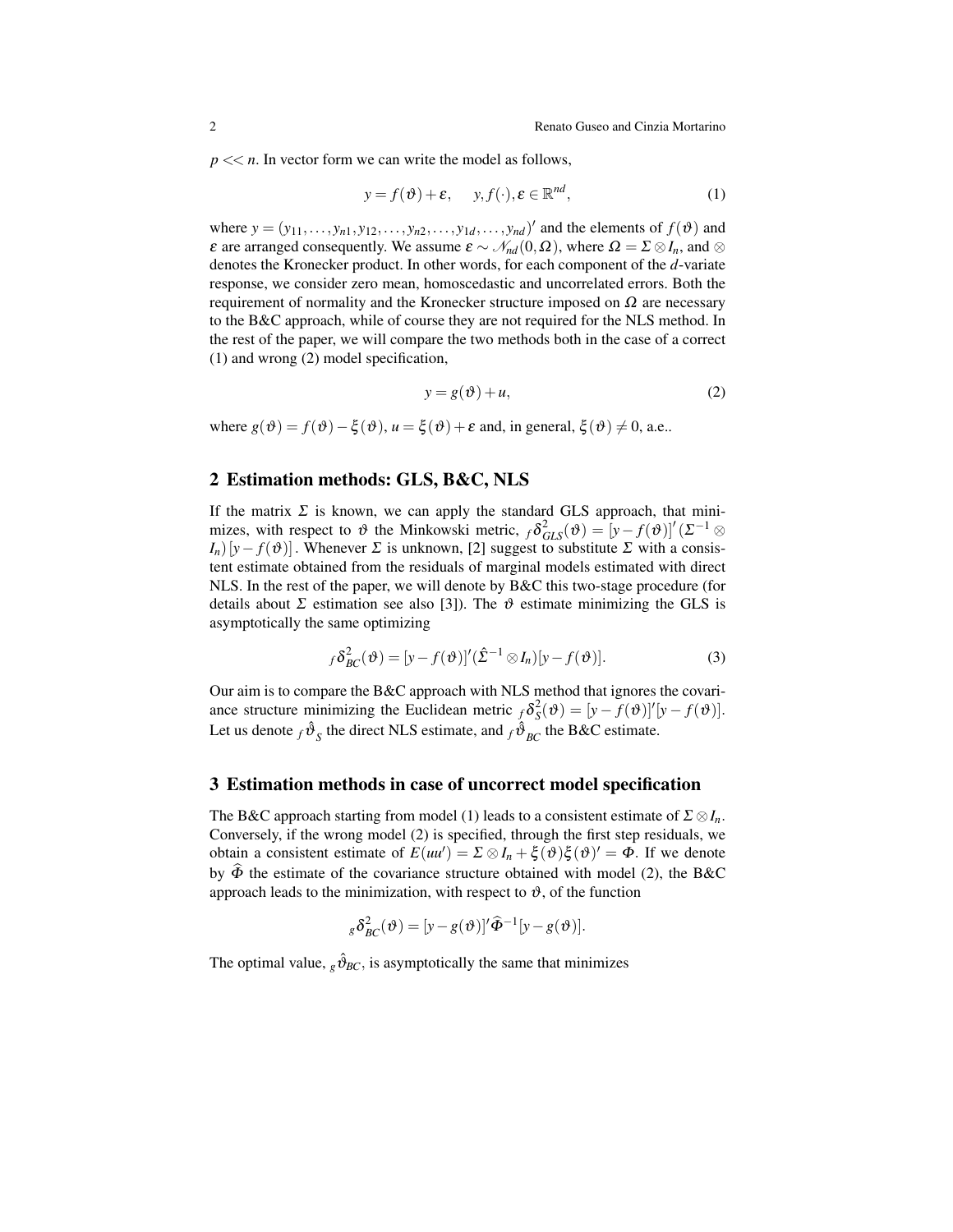$p << n$. In vector form we can write the model as follows,

$$y = f(\vartheta) + \varepsilon, \qquad y, f(\cdot), \varepsilon \in \mathbb{R}^{nd}, \tag{1}$$

where $y = (y_{11}, \ldots, y_{n1}, y_{12}, \ldots, y_{n2}, \ldots, y_{1d}, \ldots, y_{nd})'$ and the elements of $f(\vartheta)$ and $\varepsilon$ are arranged consequently. We assume $\varepsilon \sim \mathcal{N}_{nd}(0, \Omega)$, where $\Omega = \Sigma \otimes I_n$, and $\otimes$ denotes the Kronecker product. In other words, for each component of the $d$-variate response, we consider zero mean, homoscedastic and uncorrelated errors. Both the requirement of normality and the Kronecker structure imposed on $\Omega$ are necessary to the B&C approach, while of course they are not required for the NLS method. In the rest of the paper, we will compare the two methods both in the case of a correct (1) and wrong (2) model specification,

$$y = g(\vartheta) + u, \tag{2}$$

where $g(\vartheta) = f(\vartheta) - \xi(\vartheta)$, $u = \xi(\vartheta) + \varepsilon$ and, in general, $\xi(\vartheta) \neq 0$, a.e..

## 2 Estimation methods: GLS, B&C, NLS

If the matrix $\Sigma$ is known, we can apply the standard GLS approach, that minimizes, with respect to $\vartheta$ the Minkowski metric, ${}_f\delta^2_{GLS}(\vartheta) = [y - f(\vartheta)]'(\Sigma^{-1} \otimes I_n)[y - f(\vartheta)]$. Whenever $\Sigma$ is unknown, [2] suggest to substitute $\Sigma$ with a consistent estimate obtained from the residuals of marginal models estimated with direct NLS. In the rest of the paper, we will denote by B&C this two-stage procedure (for details about $\Sigma$ estimation see also [3]). The $\vartheta$ estimate minimizing the GLS is asymptotically the same optimizing

$${}_f\delta^2_{BC}(\vartheta) = [y - f(\vartheta)]'(\hat{\Sigma}^{-1} \otimes I_n)[y - f(\vartheta)]. \tag{3}$$

Our aim is to compare the B&C approach with NLS method that ignores the covariance structure minimizing the Euclidean metric ${}_f\delta^2_S(\vartheta) = [y - f(\vartheta)]'[y - f(\vartheta)]$. Let us denote ${}_f\hat{\vartheta}_S$ the direct NLS estimate, and ${}_f\hat{\vartheta}_{BC}$ the B&C estimate.

## 3 Estimation methods in case of uncorrect model specification

The B&C approach starting from model (1) leads to a consistent estimate of $\Sigma \otimes I_n$. Conversely, if the wrong model (2) is specified, through the first step residuals, we obtain a consistent estimate of $E(uu') = \Sigma \otimes I_n + \xi(\vartheta)\xi(\vartheta)' = \Phi$. If we denote by $\widehat{\Phi}$ the estimate of the covariance structure obtained with model (2), the B&C approach leads to the minimization, with respect to $\vartheta$, of the function

$${}_g\delta^2_{BC}(\vartheta) = [y - g(\vartheta)]'\widehat{\Phi}^{-1}[y - g(\vartheta)].$$

The optimal value, ${}_g\hat{\vartheta}_{BC}$, is asymptotically the same that minimizes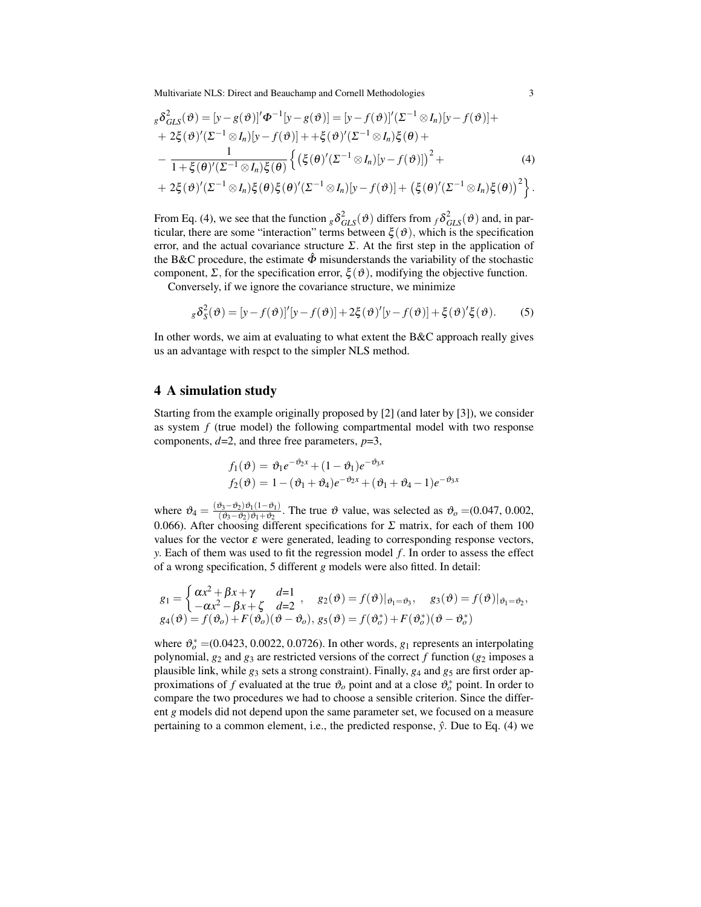$$
\begin{aligned}
{}_g\delta^2_{GLS}(\vartheta) &= [y-g(\vartheta)]'\Phi^{-1}[y-g(\vartheta)] = [y-f(\vartheta)]'(\Sigma^{-1}\otimes I_n)[y-f(\vartheta)]+\\
&+ 2\xi(\vartheta)'(\Sigma^{-1}\otimes I_n)[y-f(\vartheta)] + +\xi(\vartheta)'(\Sigma^{-1}\otimes I_n)\xi(\theta) +\\
&- \frac{1}{1+\xi(\theta)'(\Sigma^{-1}\otimes I_n)\xi(\theta)}\Big\{\big(\xi(\theta)'(\Sigma^{-1}\otimes I_n)[y-f(\vartheta)]\big)^2 + \\
&+ 2\xi(\vartheta)'(\Sigma^{-1}\otimes I_n)\xi(\theta)\xi(\theta)'(\Sigma^{-1}\otimes I_n)[y-f(\vartheta)] + \big(\xi(\theta)'(\Sigma^{-1}\otimes I_n)\xi(\theta)\big)^2\Big\}.
\end{aligned}
\tag{4}
$$

From Eq. (4), we see that the function ${}_g\delta^2_{GLS}(\vartheta)$ differs from ${}_f\delta^2_{GLS}(\vartheta)$ and, in particular, there are some "interaction" terms between $\xi(\vartheta)$, which is the specification error, and the actual covariance structure $\Sigma$. At the first step in the application of the B&C procedure, the estimate $\hat{\Phi}$ misunderstands the variability of the stochastic component, $\Sigma$, for the specification error, $\xi(\vartheta)$, modifying the objective function.

Conversely, if we ignore the covariance structure, we minimize

$$
{}_g\delta^2_S(\vartheta) = [y-f(\vartheta)]'[y-f(\vartheta)] + 2\xi(\vartheta)'[y-f(\vartheta)] + \xi(\vartheta)'\xi(\vartheta). \tag{5}
$$

In other words, we aim at evaluating to what extent the B&C approach really gives us an advantage with respct to the simpler NLS method.

## 4 A simulation study

Starting from the example originally proposed by [2] (and later by [3]), we consider as system $f$ (true model) the following compartmental model with two response components, $d$=2, and three free parameters, $p$=3,

$$
\begin{aligned}
f_1(\vartheta) &= \vartheta_1 e^{-\vartheta_2 x} + (1-\vartheta_1)e^{-\vartheta_3 x}\\
f_2(\vartheta) &= 1-(\vartheta_1+\vartheta_4)e^{-\vartheta_2 x} + (\vartheta_1+\vartheta_4-1)e^{-\vartheta_3 x}
\end{aligned}
$$

where $\vartheta_4 = \frac{(\vartheta_3-\vartheta_2)\vartheta_1(1-\vartheta_1)}{(\vartheta_3-\vartheta_2)\vartheta_1+\vartheta_2}$. The true $\vartheta$ value, was selected as $\vartheta_o$ =(0.047, 0.002, 0.066). After choosing different specifications for $\Sigma$ matrix, for each of them 100 values for the vector $\varepsilon$ were generated, leading to corresponding response vectors, $y$. Each of them was used to fit the regression model $f$. In order to assess the effect of a wrong specification, 5 different $g$ models were also fitted. In detail:

$$
g_1 = \begin{cases} \alpha x^2 + \beta x + \gamma & d\text{=}1 \\ -\alpha x^2 - \beta x + \zeta & d\text{=}2 \end{cases}, \quad g_2(\vartheta) = f(\vartheta)|_{\vartheta_1=\vartheta_3}, \quad g_3(\vartheta) = f(\vartheta)|_{\vartheta_1=\vartheta_2},
$$
$$
g_4(\vartheta) = f(\vartheta_o) + F(\vartheta_o)(\vartheta-\vartheta_o),\ g_5(\vartheta) = f(\vartheta_o^*) + F(\vartheta_o^*)(\vartheta-\vartheta_o^*)
$$

where $\vartheta_o^*$ =(0.0423, 0.0022, 0.0726). In other words, $g_1$ represents an interpolating polynomial, $g_2$ and $g_3$ are restricted versions of the correct $f$ function ($g_2$ imposes a plausible link, while $g_3$ sets a strong constraint). Finally, $g_4$ and $g_5$ are first order approximations of $f$ evaluated at the true $\vartheta_o$ point and at a close $\vartheta_o^*$ point. In order to compare the two procedures we had to choose a sensible criterion. Since the different $g$ models did not depend upon the same parameter set, we focused on a measure pertaining to a common element, i.e., the predicted response, $\hat{y}$. Due to Eq. (4) we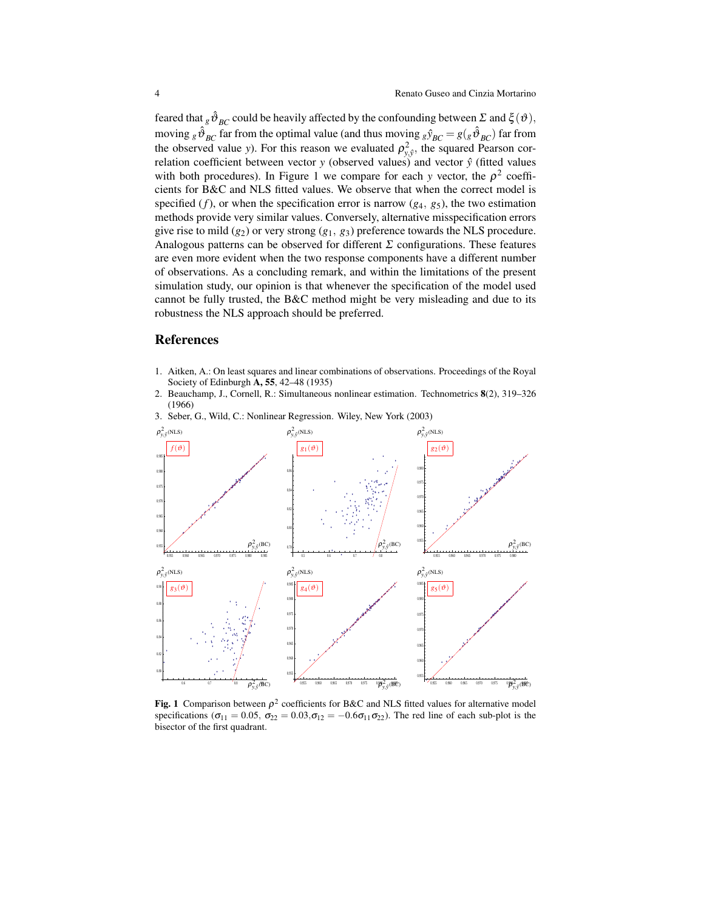feared that ${}_g\hat{\vartheta}_{BC}$ could be heavily affected by the confounding between $\Sigma$ and $\xi(\vartheta)$, moving ${}_g\hat{\vartheta}_{BC}$ far from the optimal value (and thus moving ${}_g\hat{y}_{BC} = g({}_g\hat{\vartheta}_{BC})$ far from the observed value $y$). For this reason we evaluated $\rho^2_{y,\hat{y}}$, the squared Pearson correlation coefficient between vector $y$ (observed values) and vector $\hat{y}$ (fitted values with both procedures). In Figure 1 we compare for each $y$ vector, the $\rho^2$ coefficients for B&C and NLS fitted values. We observe that when the correct model is specified ($f$), or when the specification error is narrow ($g_4$, $g_5$), the two estimation methods provide very similar values. Conversely, alternative misspecification errors give rise to mild ($g_2$) or very strong ($g_1$, $g_3$) preference towards the NLS procedure. Analogous patterns can be observed for different $\Sigma$ configurations. These features are even more evident when the two response components have a different number of observations. As a concluding remark, and within the limitations of the present simulation study, our opinion is that whenever the specification of the model used cannot be fully trusted, the B&C method might be very misleading and due to its robustness the NLS approach should be preferred.

## References

1. Aitken, A.: On least squares and linear combinations of observations. Proceedings of the Royal Society of Edinburgh **A, 55**, 42–48 (1935)
2. Beauchamp, J., Cornell, R.: Simultaneous nonlinear estimation. Technometrics **8**(2), 319–326 (1966)
3. Seber, G., Wild, C.: Nonlinear Regression. Wiley, New York (2003)

$\rho^2_{y,\hat{y}}$(NLS)

$f(\vartheta)$ $g_1(\vartheta)$ $g_2(\vartheta)$ $g_3(\vartheta)$ $g_4(\vartheta)$ $g_5(\vartheta)$

$\rho^2_{y,\hat{y}}$(BC)

**Fig. 1** Comparison between $\rho^2$ coefficients for B&C and NLS fitted values for alternative model specifications ($\sigma_{11} = 0.05$, $\sigma_{22} = 0.03, \sigma_{12} = -0.6\sigma_{11}\sigma_{22}$). The red line of each sub-plot is the bisector of the first quadrant.